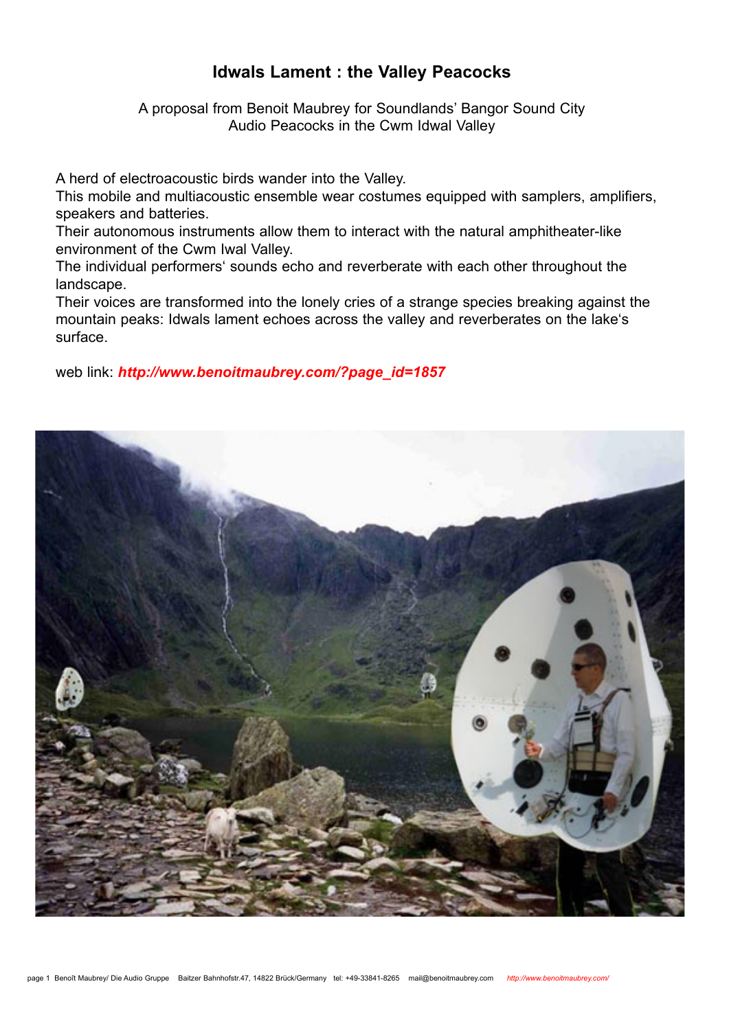# Idwals Lament : the Valley Peacocks

A proposal from Benoit Maubrey for Soundlands' Bangor Sound City
Audio Peacocks in the Cwm Idwal Valley

A herd of electroacoustic birds wander into the Valley.
This mobile and multiacoustic ensemble wear costumes equipped with samplers, amplifiers, speakers and batteries.
Their autonomous instruments allow them to interact with the natural amphitheater-like environment of the Cwm Iwal Valley.
The individual performers' sounds echo and reverberate with each other throughout the landscape.
Their voices are transformed into the lonely cries of a strange species breaking against the mountain peaks: Idwals lament echoes across the valley and reverberates on the lake's surface.

web link: ***http://www.benoitmaubrey.com/?page_id=1857***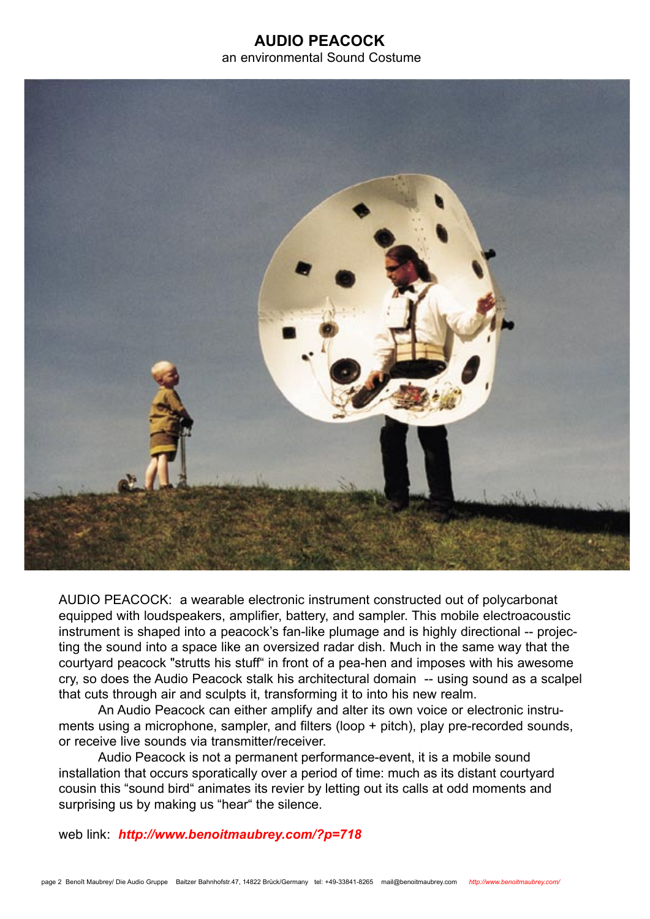# AUDIO PEACOCK

an environmental Sound Costume

AUDIO PEACOCK: a wearable electronic instrument constructed out of polycarbonat equipped with loudspeakers, amplifier, battery, and sampler. This mobile electroacoustic instrument is shaped into a peacock's fan-like plumage and is highly directional -- projecting the sound into a space like an oversized radar dish. Much in the same way that the courtyard peacock "strutts his stuff" in front of a pea-hen and imposes with his awesome cry, so does the Audio Peacock stalk his architectural domain -- using sound as a scalpel that cuts through air and sculpts it, transforming it to into his new realm.

An Audio Peacock can either amplify and alter its own voice or electronic instruments using a microphone, sampler, and filters (loop + pitch), play pre-recorded sounds, or receive live sounds via transmitter/receiver.

Audio Peacock is not a permanent performance-event, it is a mobile sound installation that occurs sporatically over a period of time: much as its distant courtyard cousin this "sound bird" animates its revier by letting out its calls at odd moments and surprising us by making us "hear" the silence.

web link: ***http://www.benoitmaubrey.com/?p=718***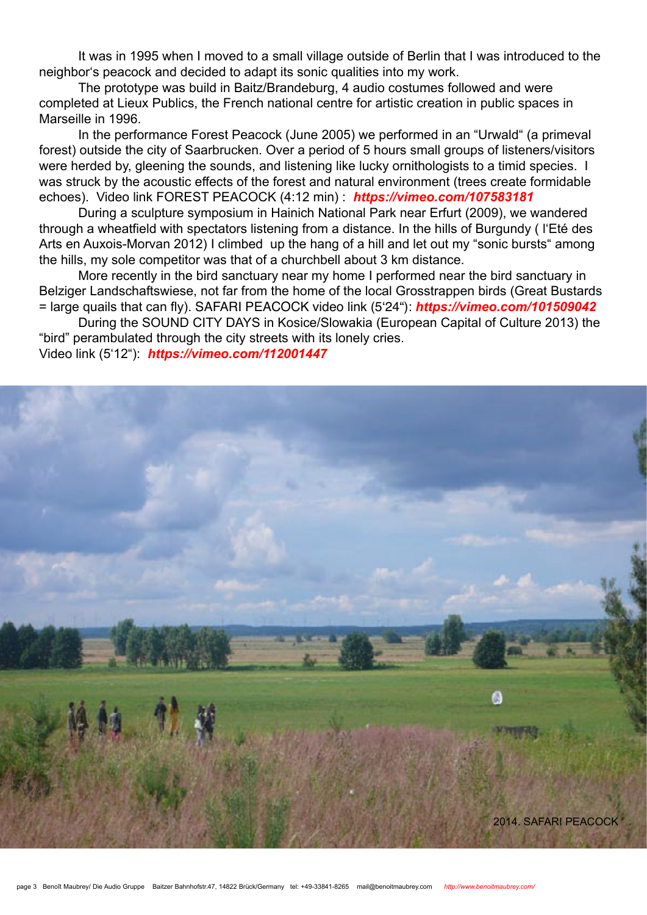It was in 1995 when I moved to a small village outside of Berlin that I was introduced to the neighbor's peacock and decided to adapt its sonic qualities into my work.

The prototype was build in Baitz/Brandeburg, 4 audio costumes followed and were completed at Lieux Publics, the French national centre for artistic creation in public spaces in Marseille in 1996.

In the performance Forest Peacock (June 2005) we performed in an "Urwald" (a primeval forest) outside the city of Saarbrucken. Over a period of 5 hours small groups of listeners/visitors were herded by, gleening the sounds, and listening like lucky ornithologists to a timid species. I was struck by the acoustic effects of the forest and natural environment (trees create formidable echoes). Video link FOREST PEACOCK (4:12 min) : ***https://vimeo.com/107583181***

During a sculpture symposium in Hainich National Park near Erfurt (2009), we wandered through a wheatfield with spectators listening from a distance. In the hills of Burgundy ( l'Eté des Arts en Auxois-Morvan 2012) I climbed up the hang of a hill and let out my "sonic bursts" among the hills, my sole competitor was that of a churchbell about 3 km distance.

More recently in the bird sanctuary near my home I performed near the bird sanctuary in Belziger Landschaftswiese, not far from the home of the local Grosstrappen birds (Great Bustards = large quails that can fly). SAFARI PEACOCK video link (5'24"): ***https://vimeo.com/101509042***

During the SOUND CITY DAYS in Kosice/Slowakia (European Capital of Culture 2013) the "bird" perambulated through the city streets with its lonely cries.
Video link (5'12"): ***https://vimeo.com/112001447***

2014. SAFARI PEACOCK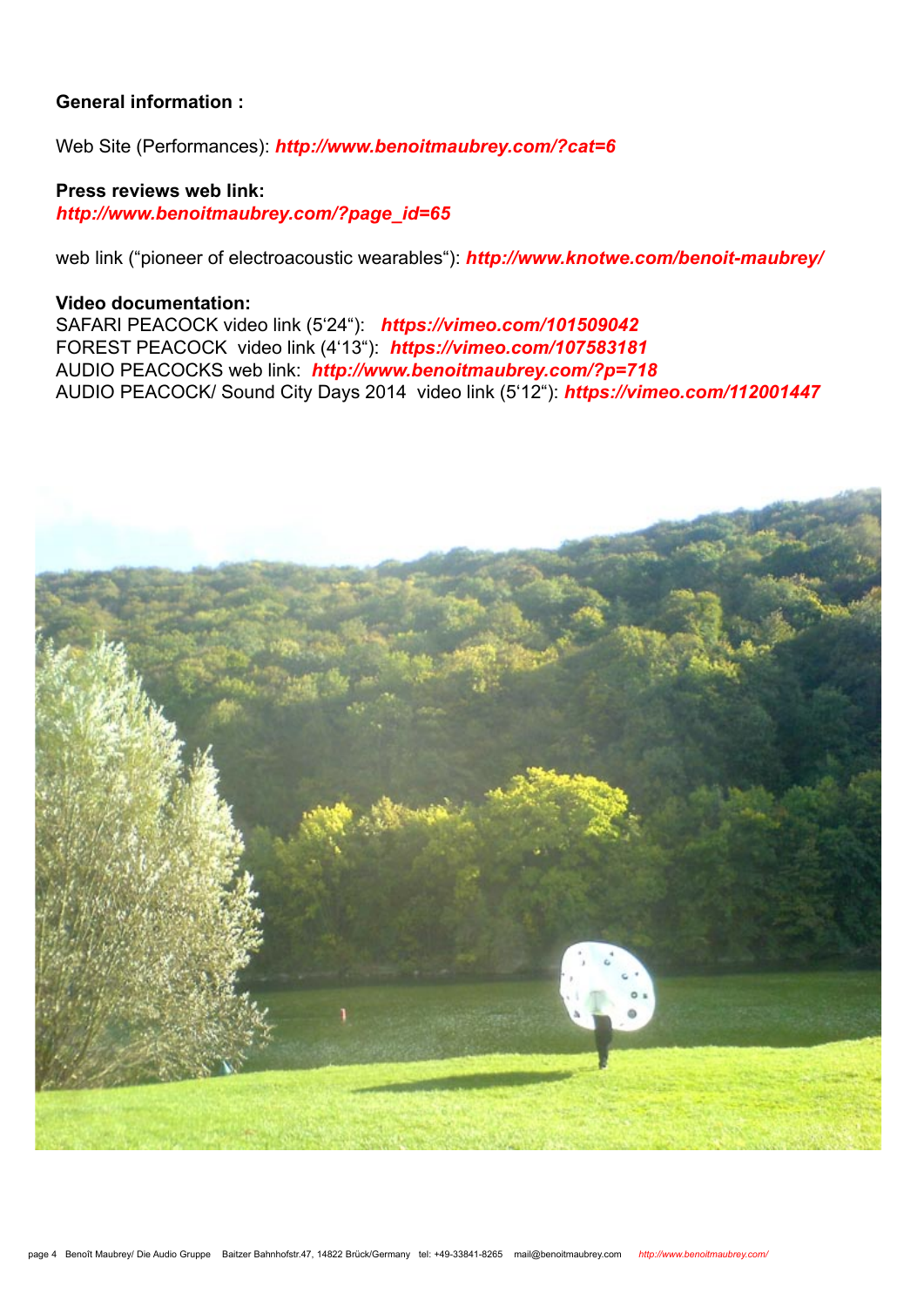**General information :**

Web Site (Performances): ***http://www.benoitmaubrey.com/?cat=6***

**Press reviews web link:**
***http://www.benoitmaubrey.com/?page_id=65***

web link ("pioneer of electroacoustic wearables"): ***http://www.knotwe.com/benoit-maubrey/***

**Video documentation:**
SAFARI PEACOCK video link (5'24"): ***https://vimeo.com/101509042***
FOREST PEACOCK video link (4'13"): ***https://vimeo.com/107583181***
AUDIO PEACOCKS web link: ***http://www.benoitmaubrey.com/?p=718***
AUDIO PEACOCK/ Sound City Days 2014 video link (5'12"): ***https://vimeo.com/112001447***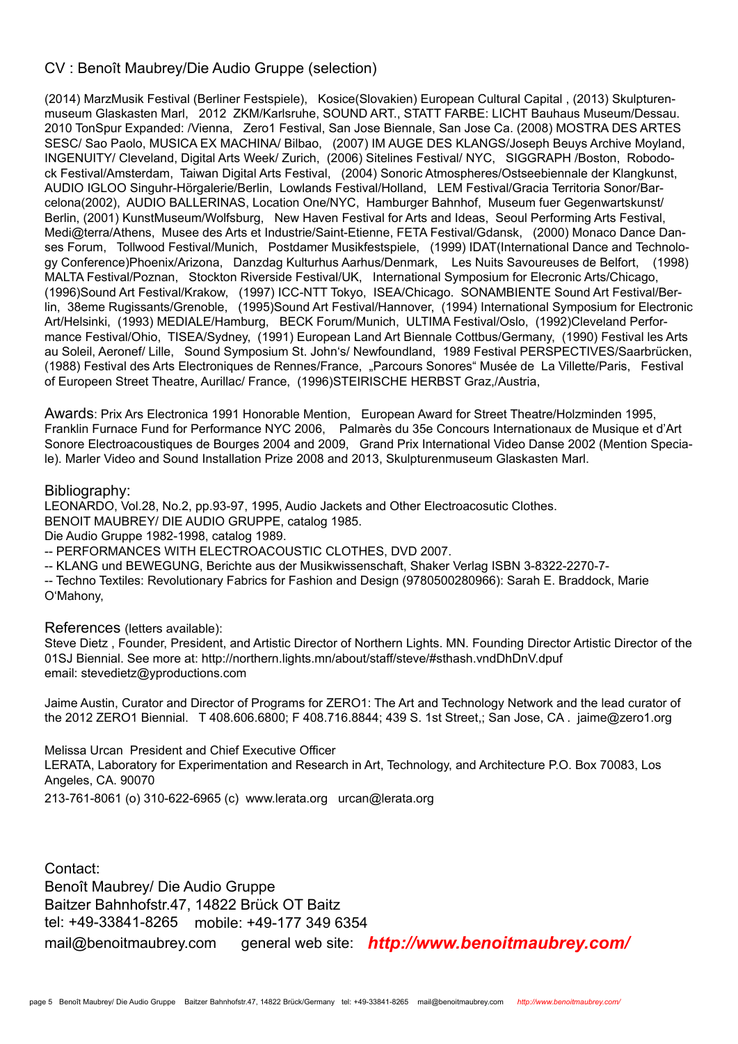## CV : Benoît Maubrey/Die Audio Gruppe (selection)

(2014) MarzMusik Festival (Berliner Festspiele), Kosice(Slovakien) European Cultural Capital , (2013) Skulpturenmuseum Glaskasten Marl, 2012 ZKM/Karlsruhe, SOUND ART., STATT FARBE: LICHT Bauhaus Museum/Dessau. 2010 TonSpur Expanded: /Vienna, Zero1 Festival, San Jose Biennale, San Jose Ca. (2008) MOSTRA DES ARTES SESC/ Sao Paolo, MUSICA EX MACHINA/ Bilbao, (2007) IM AUGE DES KLANGS/Joseph Beuys Archive Moyland, INGENUITY/ Cleveland, Digital Arts Week/ Zurich, (2006) Sitelines Festival/ NYC, SIGGRAPH /Boston, Robodock Festival/Amsterdam, Taiwan Digital Arts Festival, (2004) Sonoric Atmospheres/Ostseebiennale der Klangkunst, AUDIO IGLOO Singuhr-Hörgalerie/Berlin, Lowlands Festival/Holland, LEM Festival/Gracia Territoria Sonor/Barcelona(2002), AUDIO BALLERINAS, Location One/NYC, Hamburger Bahnhof, Museum fuer Gegenwartskunst/ Berlin, (2001) KunstMuseum/Wolfsburg, New Haven Festival for Arts and Ideas, Seoul Performing Arts Festival, Medi@terra/Athens, Musee des Arts et Industrie/Saint-Etienne, FETA Festival/Gdansk, (2000) Monaco Dance Danses Forum, Tollwood Festival/Munich, Postdamer Musikfestspiele, (1999) IDAT(International Dance and Technology Conference)Phoenix/Arizona, Danzdag Kulturhus Aarhus/Denmark, Les Nuits Savoureuses de Belfort, (1998) MALTA Festival/Poznan, Stockton Riverside Festival/UK, International Symposium for Elecronic Arts/Chicago, (1996)Sound Art Festival/Krakow, (1997) ICC-NTT Tokyo, ISEA/Chicago. SONAMBIENTE Sound Art Festival/Berlin, 38eme Rugissants/Grenoble, (1995)Sound Art Festival/Hannover, (1994) International Symposium for Electronic Art/Helsinki, (1993) MEDIALE/Hamburg, BECK Forum/Munich, ULTIMA Festival/Oslo, (1992)Cleveland Performance Festival/Ohio, TISEA/Sydney, (1991) European Land Art Biennale Cottbus/Germany, (1990) Festival les Arts au Soleil, Aeronef/ Lille, Sound Symposium St. John's/ Newfoundland, 1989 Festival PERSPECTIVES/Saarbrücken, (1988) Festival des Arts Electroniques de Rennes/France, „Parcours Sonores" Musée de La Villette/Paris, Festival of Europeen Street Theatre, Aurillac/ France, (1996)STEIRISCHE HERBST Graz,/Austria,

Awards: Prix Ars Electronica 1991 Honorable Mention, European Award for Street Theatre/Holzminden 1995, Franklin Furnace Fund for Performance NYC 2006, Palmarès du 35e Concours Internationaux de Musique et d'Art Sonore Electroacoustiques de Bourges 2004 and 2009, Grand Prix International Video Danse 2002 (Mention Speciale). Marler Video and Sound Installation Prize 2008 and 2013, Skulpturenmuseum Glaskasten Marl.

Bibliography:
LEONARDO, Vol.28, No.2, pp.93-97, 1995, Audio Jackets and Other Electroacosutic Clothes.
BENOIT MAUBREY/ DIE AUDIO GRUPPE, catalog 1985.
Die Audio Gruppe 1982-1998, catalog 1989.
-- PERFORMANCES WITH ELECTROACOUSTIC CLOTHES, DVD 2007.
-- KLANG und BEWEGUNG, Berichte aus der Musikwissenschaft, Shaker Verlag ISBN 3-8322-2270-7-
-- Techno Textiles: Revolutionary Fabrics for Fashion and Design (9780500280966): Sarah E. Braddock, Marie O'Mahony,

References (letters available):
Steve Dietz , Founder, President, and Artistic Director of Northern Lights. MN. Founding Director Artistic Director of the 01SJ Biennial. See more at: http://northern.lights.mn/about/staff/steve/#sthash.vndDhDnV.dpuf
email: stevedietz@yproductions.com

Jaime Austin, Curator and Director of Programs for ZERO1: The Art and Technology Network and the lead curator of the 2012 ZERO1 Biennial. T 408.606.6800; F 408.716.8844; 439 S. 1st Street,; San Jose, CA . jaime@zero1.org

Melissa Urcan President and Chief Executive Officer
LERATA, Laboratory for Experimentation and Research in Art, Technology, and Architecture P.O. Box 70083, Los Angeles, CA. 90070
213-761-8061 (o) 310-622-6965 (c) www.lerata.org urcan@lerata.org

Contact:
Benoît Maubrey/ Die Audio Gruppe
Baitzer Bahnhofstr.47, 14822 Brück OT Baitz
tel: +49-33841-8265 mobile: +49-177 349 6354
mail@benoitmaubrey.com general web site: ***http://www.benoitmaubrey.com/***